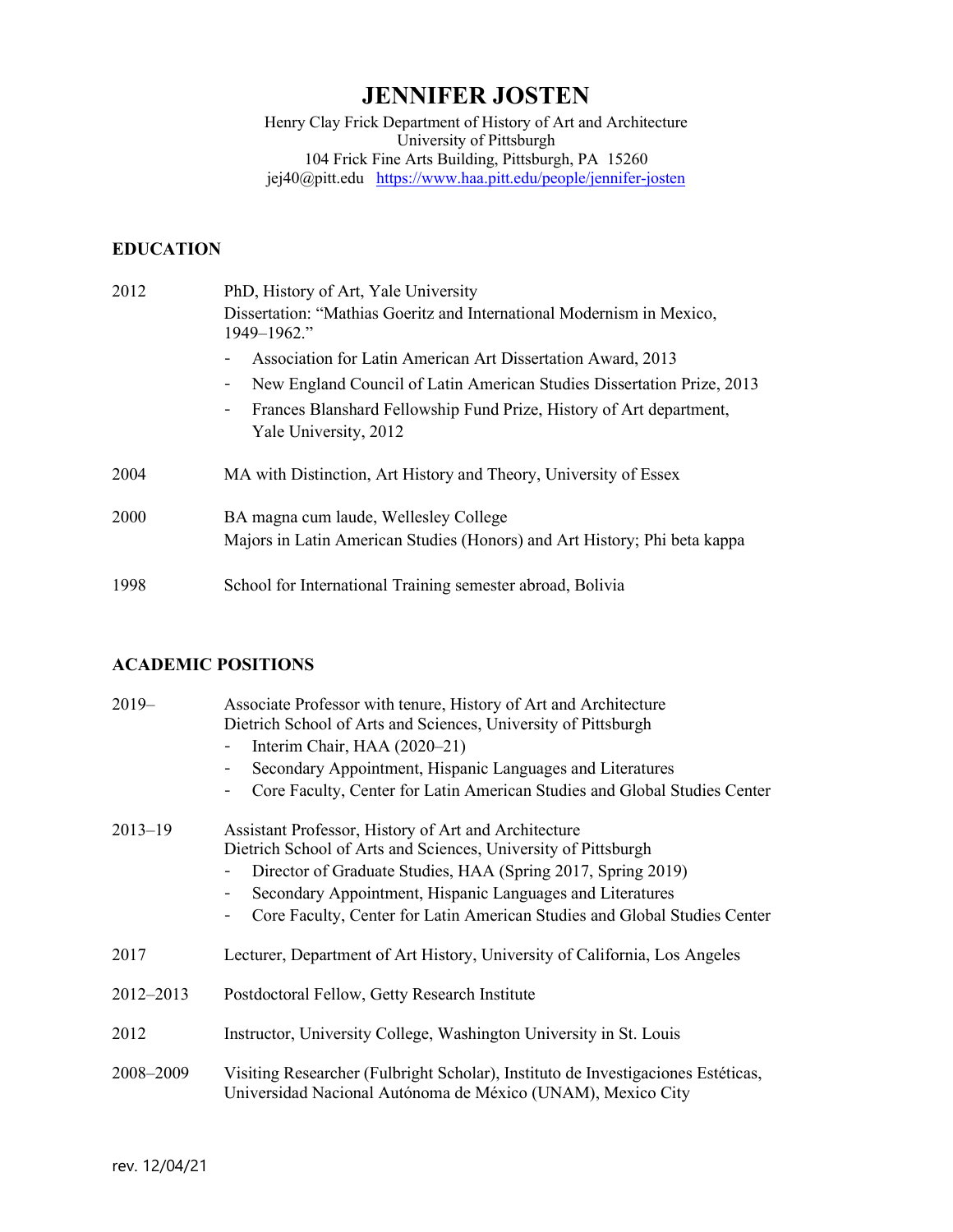# JENNIFER JOSTEN

Henry Clay Frick Department of History of Art and Architecture
University of Pittsburgh
104 Frick Fine Arts Building, Pittsburgh, PA 15260
jej40@pitt.edu [https://www.haa.pitt.edu/people/jennifer-josten](https://www.haa.pitt.edu/people/jennifer-josten)

## EDUCATION

2012 PhD, History of Art, Yale University
Dissertation: "Mathias Goeritz and International Modernism in Mexico, 1949–1962."

- Association for Latin American Art Dissertation Award, 2013
- New England Council of Latin American Studies Dissertation Prize, 2013
- Frances Blanshard Fellowship Fund Prize, History of Art department, Yale University, 2012

2004 MA with Distinction, Art History and Theory, University of Essex

2000 BA magna cum laude, Wellesley College
Majors in Latin American Studies (Honors) and Art History; Phi beta kappa

1998 School for International Training semester abroad, Bolivia

## ACADEMIC POSITIONS

2019– Associate Professor with tenure, History of Art and Architecture
Dietrich School of Arts and Sciences, University of Pittsburgh

- Interim Chair, HAA (2020–21)
- Secondary Appointment, Hispanic Languages and Literatures
- Core Faculty, Center for Latin American Studies and Global Studies Center

2013–19 Assistant Professor, History of Art and Architecture
Dietrich School of Arts and Sciences, University of Pittsburgh

- Director of Graduate Studies, HAA (Spring 2017, Spring 2019)
- Secondary Appointment, Hispanic Languages and Literatures
- Core Faculty, Center for Latin American Studies and Global Studies Center

2017 Lecturer, Department of Art History, University of California, Los Angeles

2012–2013 Postdoctoral Fellow, Getty Research Institute

2012 Instructor, University College, Washington University in St. Louis

2008–2009 Visiting Researcher (Fulbright Scholar), Instituto de Investigaciones Estéticas, Universidad Nacional Autónoma de México (UNAM), Mexico City

rev. 12/04/21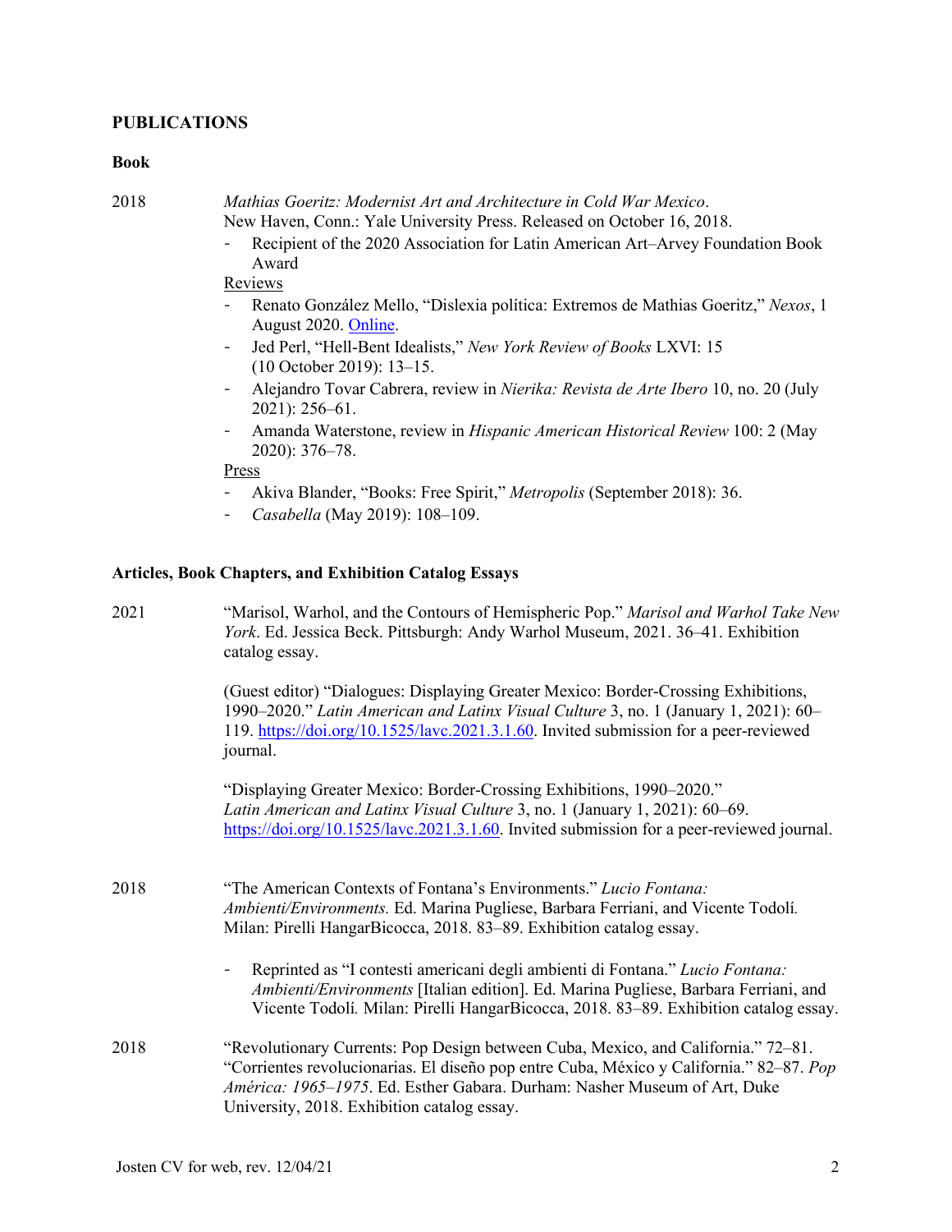## PUBLICATIONS

### Book

2018 *Mathias Goeritz: Modernist Art and Architecture in Cold War Mexico*.
New Haven, Conn.: Yale University Press. Released on October 16, 2018.

- Recipient of the 2020 Association for Latin American Art–Arvey Foundation Book Award

Reviews

- Renato González Mello, "Dislexia política: Extremos de Mathias Goeritz," *Nexos*, 1 August 2020. Online.
- Jed Perl, "Hell-Bent Idealists," *New York Review of Books* LXVI: 15 (10 October 2019): 13–15.
- Alejandro Tovar Cabrera, review in *Nierika: Revista de Arte Ibero* 10, no. 20 (July 2021): 256–61.
- Amanda Waterstone, review in *Hispanic American Historical Review* 100: 2 (May 2020): 376–78.

Press

- Akiva Blander, "Books: Free Spirit," *Metropolis* (September 2018): 36.
- *Casabella* (May 2019): 108–109.

### Articles, Book Chapters, and Exhibition Catalog Essays

2021 "Marisol, Warhol, and the Contours of Hemispheric Pop." *Marisol and Warhol Take New York*. Ed. Jessica Beck. Pittsburgh: Andy Warhol Museum, 2021. 36–41. Exhibition catalog essay.

(Guest editor) "Dialogues: Displaying Greater Mexico: Border-Crossing Exhibitions, 1990–2020." *Latin American and Latinx Visual Culture* 3, no. 1 (January 1, 2021): 60–119. https://doi.org/10.1525/lavc.2021.3.1.60. Invited submission for a peer-reviewed journal.

"Displaying Greater Mexico: Border-Crossing Exhibitions, 1990–2020." *Latin American and Latinx Visual Culture* 3, no. 1 (January 1, 2021): 60–69. https://doi.org/10.1525/lavc.2021.3.1.60. Invited submission for a peer-reviewed journal.

2018 "The American Contexts of Fontana's Environments." *Lucio Fontana: Ambienti/Environments.* Ed. Marina Pugliese, Barbara Ferriani, and Vicente Todolí. Milan: Pirelli HangarBicocca, 2018. 83–89. Exhibition catalog essay.

- Reprinted as "I contesti americani degli ambienti di Fontana." *Lucio Fontana: Ambienti/Environments* [Italian edition]. Ed. Marina Pugliese, Barbara Ferriani, and Vicente Todolí. Milan: Pirelli HangarBicocca, 2018. 83–89. Exhibition catalog essay.

2018 "Revolutionary Currents: Pop Design between Cuba, Mexico, and California." 72–81. "Corrientes revolucionarias. El diseño pop entre Cuba, México y California." 82–87. *Pop América: 1965–1975*. Ed. Esther Gabara. Durham: Nasher Museum of Art, Duke University, 2018. Exhibition catalog essay.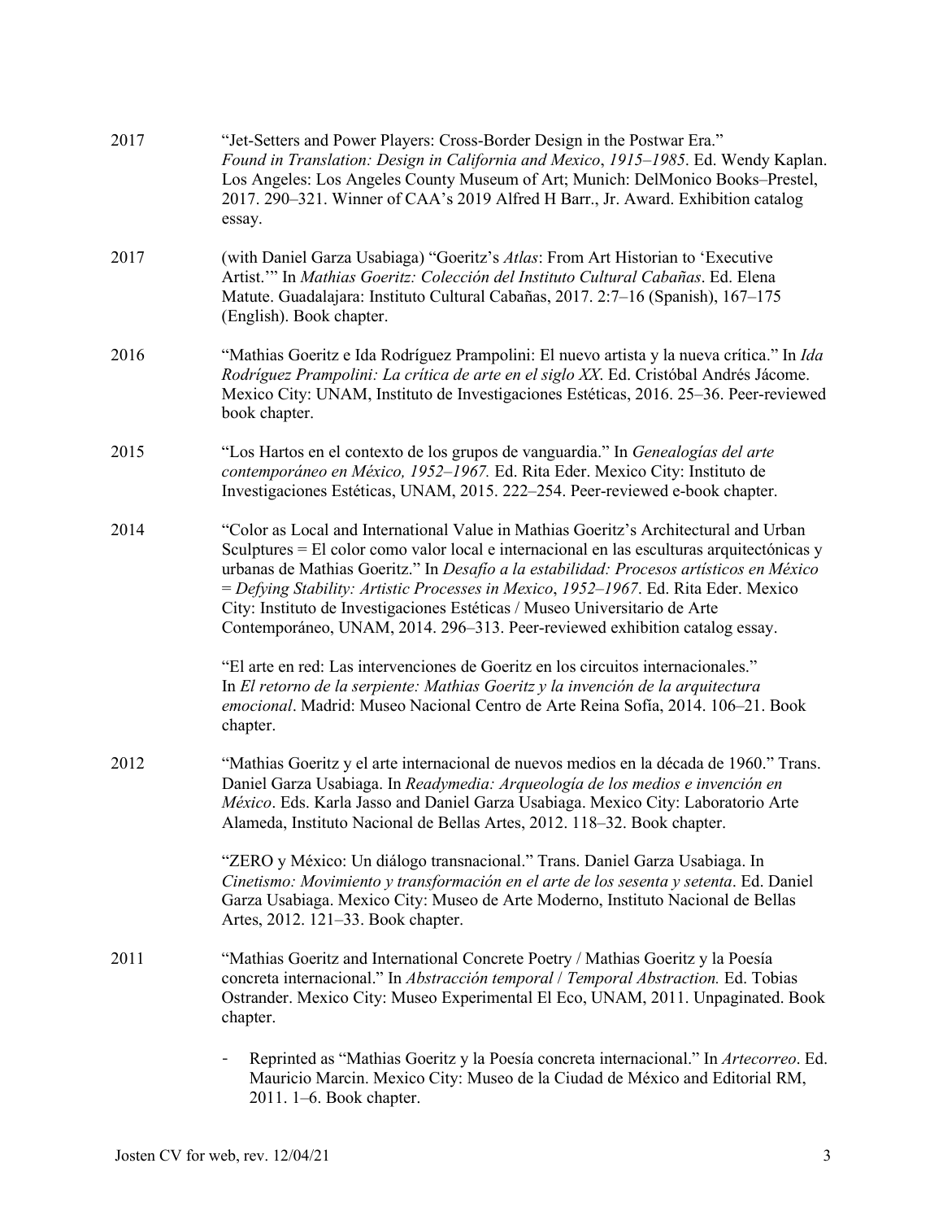2017 "Jet-Setters and Power Players: Cross-Border Design in the Postwar Era." *Found in Translation: Design in California and Mexico, 1915–1985*. Ed. Wendy Kaplan. Los Angeles: Los Angeles County Museum of Art; Munich: DelMonico Books–Prestel, 2017. 290–321. Winner of CAA's 2019 Alfred H Barr., Jr. Award. Exhibition catalog essay.

2017 (with Daniel Garza Usabiaga) "Goeritz's *Atlas*: From Art Historian to 'Executive Artist.'" In *Mathias Goeritz: Colección del Instituto Cultural Cabañas*. Ed. Elena Matute. Guadalajara: Instituto Cultural Cabañas, 2017. 2:7–16 (Spanish), 167–175 (English). Book chapter.

2016 "Mathias Goeritz e Ida Rodríguez Prampolini: El nuevo artista y la nueva crítica." In *Ida Rodríguez Prampolini: La crítica de arte en el siglo XX*. Ed. Cristóbal Andrés Jácome. Mexico City: UNAM, Instituto de Investigaciones Estéticas, 2016. 25–36. Peer-reviewed book chapter.

2015 "Los Hartos en el contexto de los grupos de vanguardia." In *Genealogías del arte contemporáneo en México, 1952–1967.* Ed. Rita Eder. Mexico City: Instituto de Investigaciones Estéticas, UNAM, 2015. 222–254. Peer-reviewed e-book chapter.

2014 "Color as Local and International Value in Mathias Goeritz's Architectural and Urban Sculptures = El color como valor local e internacional en las esculturas arquitectónicas y urbanas de Mathias Goeritz." In *Desafío a la estabilidad: Procesos artísticos en México = Defying Stability: Artistic Processes in Mexico, 1952–1967*. Ed. Rita Eder. Mexico City: Instituto de Investigaciones Estéticas / Museo Universitario de Arte Contemporáneo, UNAM, 2014. 296–313. Peer-reviewed exhibition catalog essay.

"El arte en red: Las intervenciones de Goeritz en los circuitos internacionales." In *El retorno de la serpiente: Mathias Goeritz y la invención de la arquitectura emocional*. Madrid: Museo Nacional Centro de Arte Reina Sofía, 2014. 106–21. Book chapter.

2012 "Mathias Goeritz y el arte internacional de nuevos medios en la década de 1960." Trans. Daniel Garza Usabiaga. In *Readymedia: Arqueología de los medios e invención en México*. Eds. Karla Jasso and Daniel Garza Usabiaga. Mexico City: Laboratorio Arte Alameda, Instituto Nacional de Bellas Artes, 2012. 118–32. Book chapter.

"ZERO y México: Un diálogo transnacional." Trans. Daniel Garza Usabiaga. In *Cinetismo: Movimiento y transformación en el arte de los sesenta y setenta*. Ed. Daniel Garza Usabiaga. Mexico City: Museo de Arte Moderno, Instituto Nacional de Bellas Artes, 2012. 121–33. Book chapter.

2011 "Mathias Goeritz and International Concrete Poetry / Mathias Goeritz y la Poesía concreta internacional." In *Abstracción temporal* / *Temporal Abstraction.* Ed. Tobias Ostrander. Mexico City: Museo Experimental El Eco, UNAM, 2011. Unpaginated. Book chapter.

- Reprinted as "Mathias Goeritz y la Poesía concreta internacional." In *Artecorreo*. Ed. Mauricio Marcin. Mexico City: Museo de la Ciudad de México and Editorial RM, 2011. 1–6. Book chapter.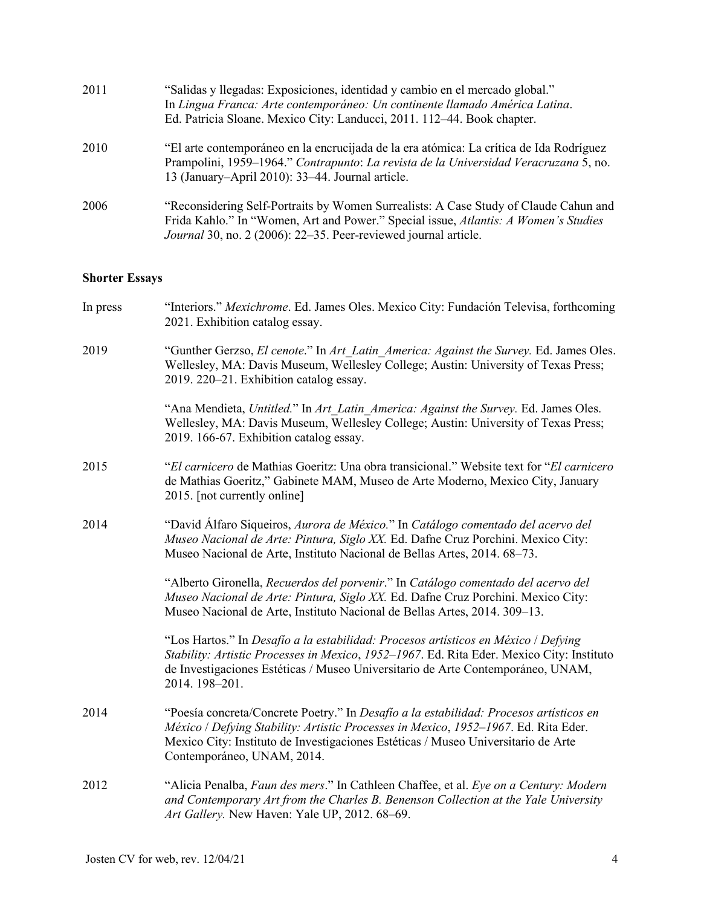2011 "Salidas y llegadas: Exposiciones, identidad y cambio en el mercado global." In *Lingua Franca: Arte contemporáneo: Un continente llamado América Latina*. Ed. Patricia Sloane. Mexico City: Landucci, 2011. 112–44. Book chapter.

2010 "El arte contemporáneo en la encrucijada de la era atómica: La crítica de Ida Rodríguez Prampolini, 1959–1964." *Contrapunto*: *La revista de la Universidad Veracruzana* 5, no. 13 (January–April 2010): 33–44. Journal article.

2006 "Reconsidering Self-Portraits by Women Surrealists: A Case Study of Claude Cahun and Frida Kahlo." In "Women, Art and Power." Special issue, *Atlantis: A Women's Studies Journal* 30, no. 2 (2006): 22–35. Peer-reviewed journal article.

**Shorter Essays**

In press "Interiors." *Mexichrome*. Ed. James Oles. Mexico City: Fundación Televisa, forthcoming 2021. Exhibition catalog essay.

2019 "Gunther Gerzso, *El cenote*." In *Art_Latin_America: Against the Survey.* Ed. James Oles. Wellesley, MA: Davis Museum, Wellesley College; Austin: University of Texas Press; 2019. 220–21. Exhibition catalog essay.

"Ana Mendieta, *Untitled.*" In *Art_Latin_America: Against the Survey.* Ed. James Oles. Wellesley, MA: Davis Museum, Wellesley College; Austin: University of Texas Press; 2019. 166-67. Exhibition catalog essay.

2015 "*El carnicero* de Mathias Goeritz: Una obra transicional." Website text for "*El carnicero* de Mathias Goeritz," Gabinete MAM, Museo de Arte Moderno, Mexico City, January 2015. [not currently online]

2014 "David Álfaro Siqueiros, *Aurora de México.*" In *Catálogo comentado del acervo del Museo Nacional de Arte: Pintura, Siglo XX.* Ed. Dafne Cruz Porchini. Mexico City: Museo Nacional de Arte, Instituto Nacional de Bellas Artes, 2014. 68–73.

"Alberto Gironella, *Recuerdos del porvenir*." In *Catálogo comentado del acervo del Museo Nacional de Arte: Pintura, Siglo XX.* Ed. Dafne Cruz Porchini. Mexico City: Museo Nacional de Arte, Instituto Nacional de Bellas Artes, 2014. 309–13.

"Los Hartos." In *Desafío a la estabilidad: Procesos artísticos en México* / *Defying Stability: Artistic Processes in Mexico*, *1952–1967*. Ed. Rita Eder. Mexico City: Instituto de Investigaciones Estéticas / Museo Universitario de Arte Contemporáneo, UNAM, 2014. 198–201.

2014 "Poesía concreta/Concrete Poetry." In *Desafío a la estabilidad: Procesos artísticos en México* / *Defying Stability: Artistic Processes in Mexico*, *1952–1967*. Ed. Rita Eder. Mexico City: Instituto de Investigaciones Estéticas / Museo Universitario de Arte Contemporáneo, UNAM, 2014.

2012 "Alicia Penalba, *Faun des mers*." In Cathleen Chaffee, et al. *Eye on a Century: Modern and Contemporary Art from the Charles B. Benenson Collection at the Yale University Art Gallery.* New Haven: Yale UP, 2012. 68–69.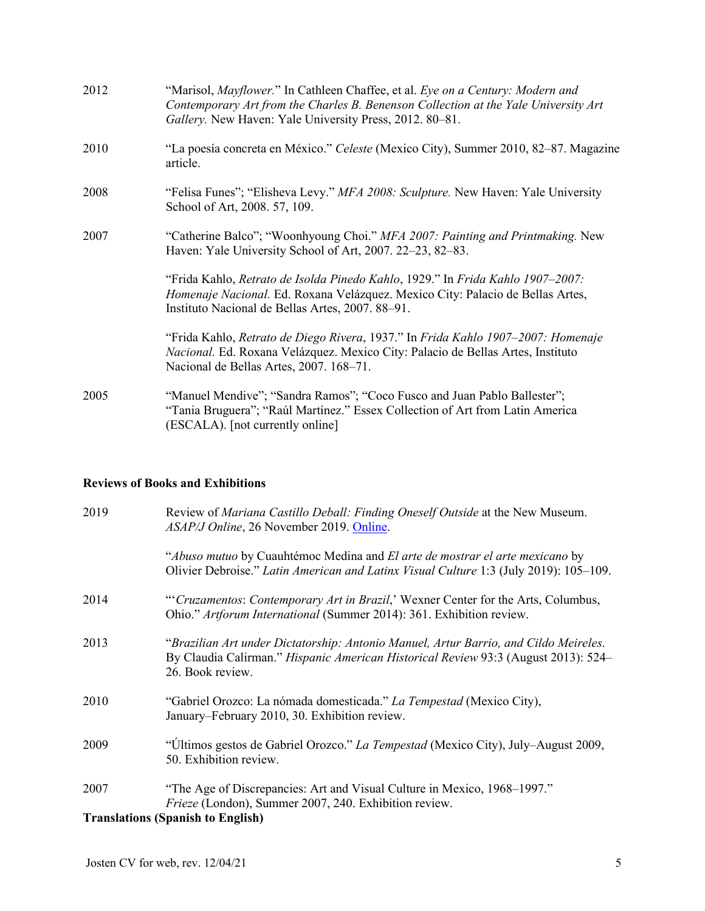2012 "Marisol, *Mayflower*." In Cathleen Chaffee, et al. *Eye on a Century: Modern and Contemporary Art from the Charles B. Benenson Collection at the Yale University Art Gallery.* New Haven: Yale University Press, 2012. 80–81.

2010 "La poesía concreta en México." *Celeste* (Mexico City), Summer 2010, 82–87. Magazine article.

2008 "Felisa Funes"; "Elisheva Levy." *MFA 2008: Sculpture.* New Haven: Yale University School of Art, 2008. 57, 109.

2007 "Catherine Balco"; "Woonhyoung Choi." *MFA 2007: Painting and Printmaking.* New Haven: Yale University School of Art, 2007. 22–23, 82–83.

"Frida Kahlo, *Retrato de Isolda Pinedo Kahlo*, 1929." In *Frida Kahlo 1907–2007: Homenaje Nacional.* Ed. Roxana Velázquez. Mexico City: Palacio de Bellas Artes, Instituto Nacional de Bellas Artes, 2007. 88–91.

"Frida Kahlo, *Retrato de Diego Rivera*, 1937." In *Frida Kahlo 1907–2007: Homenaje Nacional.* Ed. Roxana Velázquez. Mexico City: Palacio de Bellas Artes, Instituto Nacional de Bellas Artes, 2007. 168–71.

2005 "Manuel Mendive"; "Sandra Ramos"; "Coco Fusco and Juan Pablo Ballester"; "Tania Bruguera"; "Raúl Martínez." Essex Collection of Art from Latin America (ESCALA). [not currently online]

**Reviews of Books and Exhibitions**

2019 Review of *Mariana Castillo Deball: Finding Oneself Outside* at the New Museum. *ASAP/J Online*, 26 November 2019. Online.

"*Abuso mutuo* by Cuauhtémoc Medina and *El arte de mostrar el arte mexicano* by Olivier Debroise." *Latin American and Latinx Visual Culture* 1:3 (July 2019): 105–109.

2014 "'*Cruzamentos*: *Contemporary Art in Brazil*,' Wexner Center for the Arts, Columbus, Ohio." *Artforum International* (Summer 2014): 361. Exhibition review.

2013 "*Brazilian Art under Dictatorship: Antonio Manuel, Artur Barrio, and Cildo Meireles*. By Claudia Calirman." *Hispanic American Historical Review* 93:3 (August 2013): 524–26. Book review.

2010 "Gabriel Orozco: La nómada domesticada." *La Tempestad* (Mexico City), January–February 2010, 30. Exhibition review.

2009 "Últimos gestos de Gabriel Orozco." *La Tempestad* (Mexico City), July–August 2009, 50. Exhibition review.

2007 "The Age of Discrepancies: Art and Visual Culture in Mexico, 1968–1997." *Frieze* (London), Summer 2007, 240. Exhibition review.

**Translations (Spanish to English)**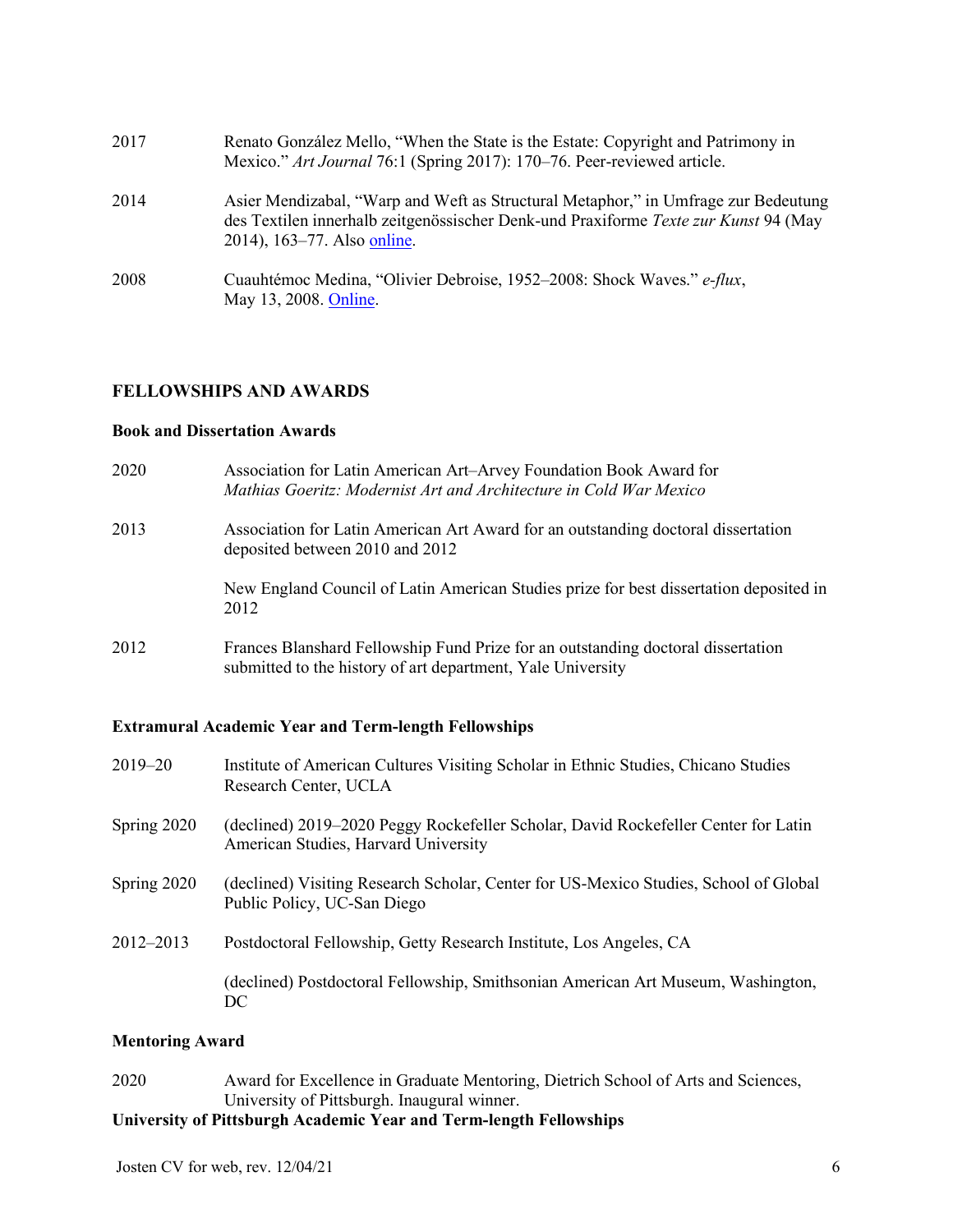2017 Renato González Mello, "When the State is the Estate: Copyright and Patrimony in Mexico." *Art Journal* 76:1 (Spring 2017): 170–76. Peer-reviewed article.

2014 Asier Mendizabal, "Warp and Weft as Structural Metaphor," in Umfrage zur Bedeutung des Textilen innerhalb zeitgenössischer Denk-und Praxiforme *Texte zur Kunst* 94 (May 2014), 163–77. Also online.

2008 Cuauhtémoc Medina, "Olivier Debroise, 1952–2008: Shock Waves." *e-flux*, May 13, 2008. Online.

## FELLOWSHIPS AND AWARDS

### Book and Dissertation Awards

2020 Association for Latin American Art–Arvey Foundation Book Award for *Mathias Goeritz: Modernist Art and Architecture in Cold War Mexico*

2013 Association for Latin American Art Award for an outstanding doctoral dissertation deposited between 2010 and 2012

New England Council of Latin American Studies prize for best dissertation deposited in 2012

2012 Frances Blanshard Fellowship Fund Prize for an outstanding doctoral dissertation submitted to the history of art department, Yale University

### Extramural Academic Year and Term-length Fellowships

2019–20 Institute of American Cultures Visiting Scholar in Ethnic Studies, Chicano Studies Research Center, UCLA

Spring 2020 (declined) 2019–2020 Peggy Rockefeller Scholar, David Rockefeller Center for Latin American Studies, Harvard University

Spring 2020 (declined) Visiting Research Scholar, Center for US-Mexico Studies, School of Global Public Policy, UC-San Diego

2012–2013 Postdoctoral Fellowship, Getty Research Institute, Los Angeles, CA

(declined) Postdoctoral Fellowship, Smithsonian American Art Museum, Washington, DC

### Mentoring Award

2020 Award for Excellence in Graduate Mentoring, Dietrich School of Arts and Sciences, University of Pittsburgh. Inaugural winner.

### University of Pittsburgh Academic Year and Term-length Fellowships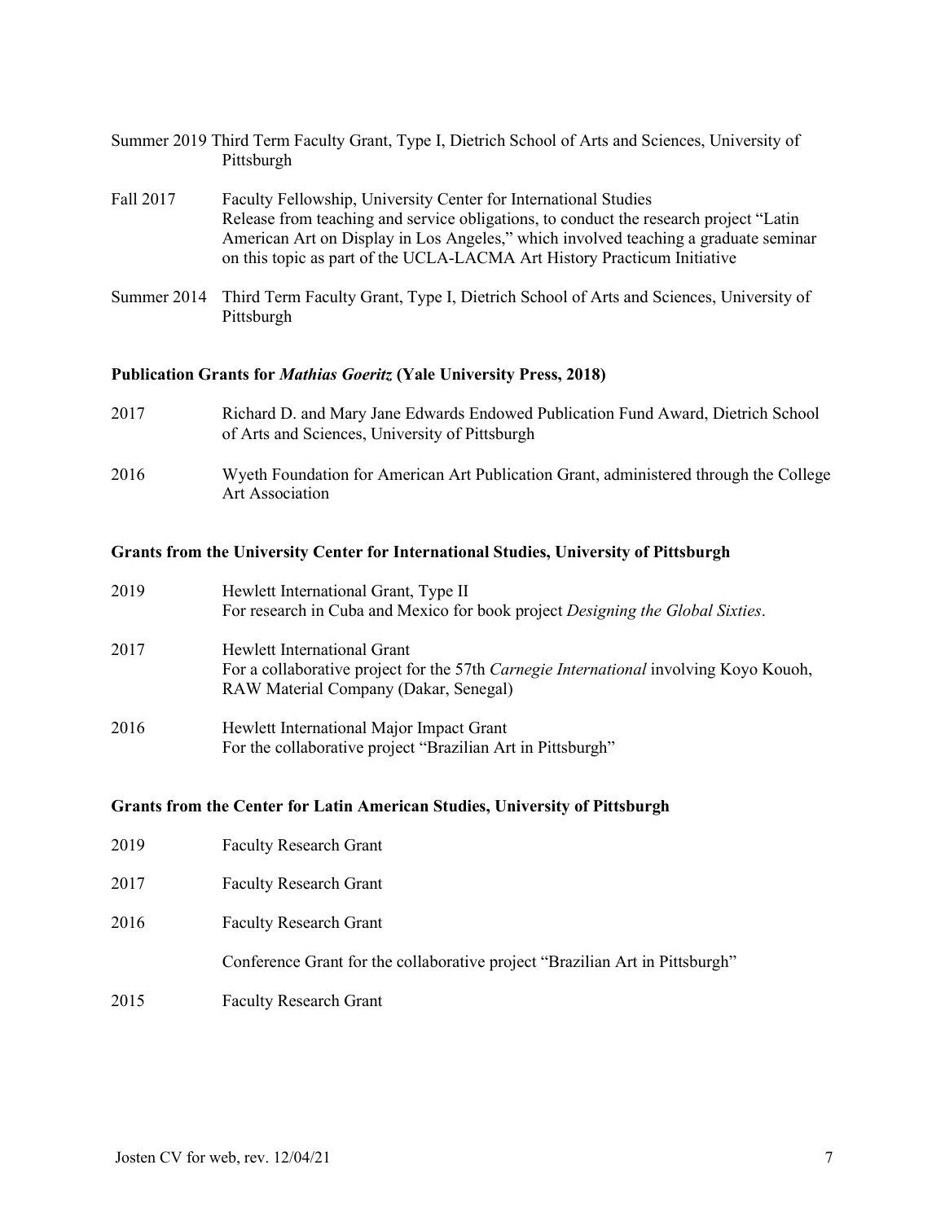Summer 2019 Third Term Faculty Grant, Type I, Dietrich School of Arts and Sciences, University of Pittsburgh

Fall 2017 Faculty Fellowship, University Center for International Studies
Release from teaching and service obligations, to conduct the research project "Latin American Art on Display in Los Angeles," which involved teaching a graduate seminar on this topic as part of the UCLA-LACMA Art History Practicum Initiative

Summer 2014 Third Term Faculty Grant, Type I, Dietrich School of Arts and Sciences, University of Pittsburgh

**Publication Grants for *Mathias Goeritz* (Yale University Press, 2018)**

2017 Richard D. and Mary Jane Edwards Endowed Publication Fund Award, Dietrich School of Arts and Sciences, University of Pittsburgh

2016 Wyeth Foundation for American Art Publication Grant, administered through the College Art Association

**Grants from the University Center for International Studies, University of Pittsburgh**

2019 Hewlett International Grant, Type II
For research in Cuba and Mexico for book project *Designing the Global Sixties*.

2017 Hewlett International Grant
For a collaborative project for the 57th *Carnegie International* involving Koyo Kouoh, RAW Material Company (Dakar, Senegal)

2016 Hewlett International Major Impact Grant
For the collaborative project "Brazilian Art in Pittsburgh"

**Grants from the Center for Latin American Studies, University of Pittsburgh**

2019 Faculty Research Grant

2017 Faculty Research Grant

2016 Faculty Research Grant

Conference Grant for the collaborative project "Brazilian Art in Pittsburgh"

2015 Faculty Research Grant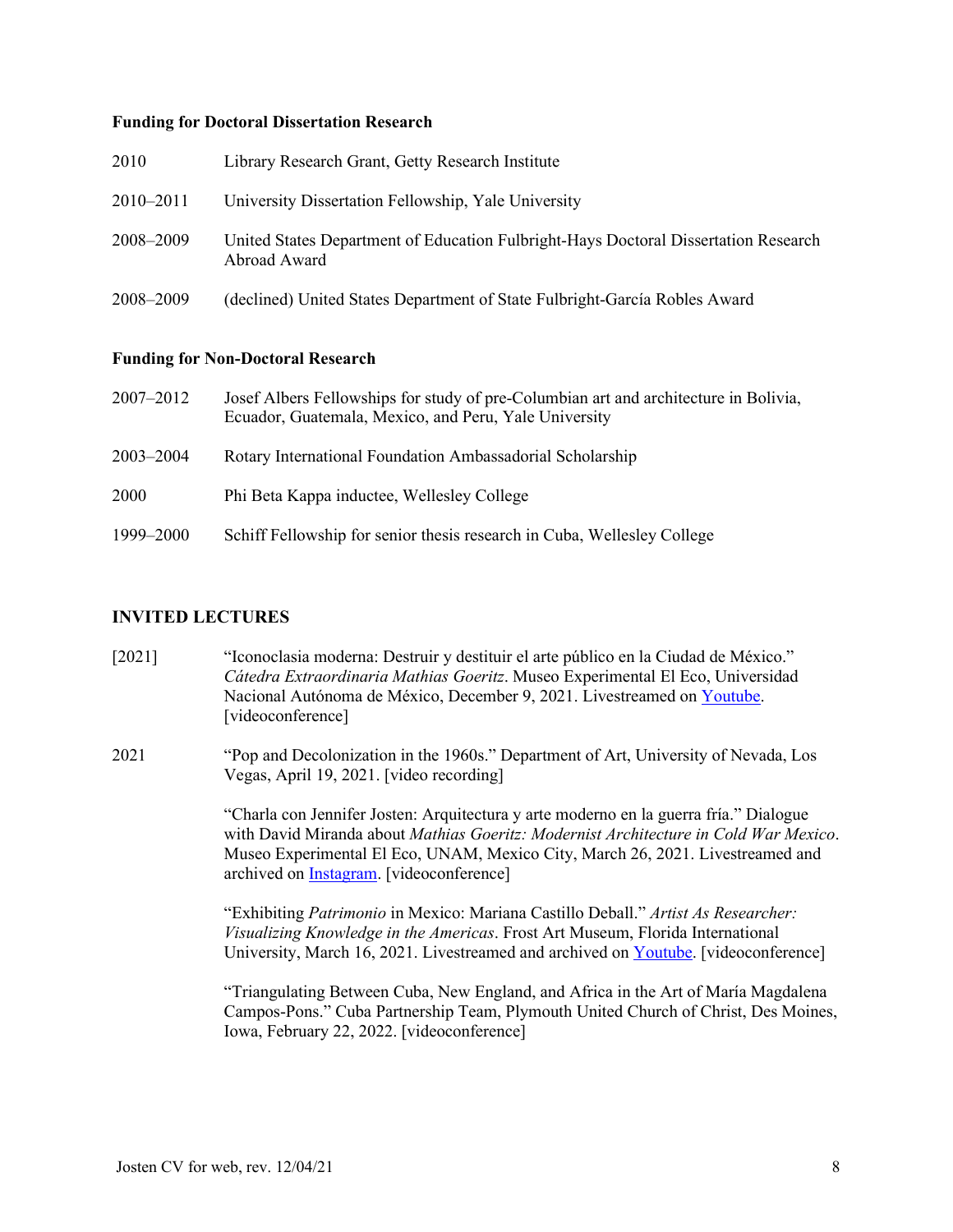**Funding for Doctoral Dissertation Research**

| | |
|---|---|
| 2010 | Library Research Grant, Getty Research Institute |
| 2010–2011 | University Dissertation Fellowship, Yale University |
| 2008–2009 | United States Department of Education Fulbright-Hays Doctoral Dissertation Research Abroad Award |
| 2008–2009 | (declined) United States Department of State Fulbright-García Robles Award |

**Funding for Non-Doctoral Research**

| | |
|---|---|
| 2007–2012 | Josef Albers Fellowships for study of pre-Columbian art and architecture in Bolivia, Ecuador, Guatemala, Mexico, and Peru, Yale University |
| 2003–2004 | Rotary International Foundation Ambassadorial Scholarship |
| 2000 | Phi Beta Kappa inductee, Wellesley College |
| 1999–2000 | Schiff Fellowship for senior thesis research in Cuba, Wellesley College |

## INVITED LECTURES

[2021] “Iconoclasia moderna: Destruir y destituir el arte público en la Ciudad de México.” *Cátedra Extraordinaria Mathias Goeritz*. Museo Experimental El Eco, Universidad Nacional Autónoma de México, December 9, 2021. Livestreamed on Youtube. [videoconference]

2021 “Pop and Decolonization in the 1960s.” Department of Art, University of Nevada, Los Vegas, April 19, 2021. [video recording]

“Charla con Jennifer Josten: Arquitectura y arte moderno en la guerra fría.” Dialogue with David Miranda about *Mathias Goeritz: Modernist Architecture in Cold War Mexico*. Museo Experimental El Eco, UNAM, Mexico City, March 26, 2021. Livestreamed and archived on Instagram. [videoconference]

“Exhibiting *Patrimonio* in Mexico: Mariana Castillo Deball.” *Artist As Researcher: Visualizing Knowledge in the Americas*. Frost Art Museum, Florida International University, March 16, 2021. Livestreamed and archived on Youtube. [videoconference]

“Triangulating Between Cuba, New England, and Africa in the Art of María Magdalena Campos-Pons.” Cuba Partnership Team, Plymouth United Church of Christ, Des Moines, Iowa, February 22, 2022. [videoconference]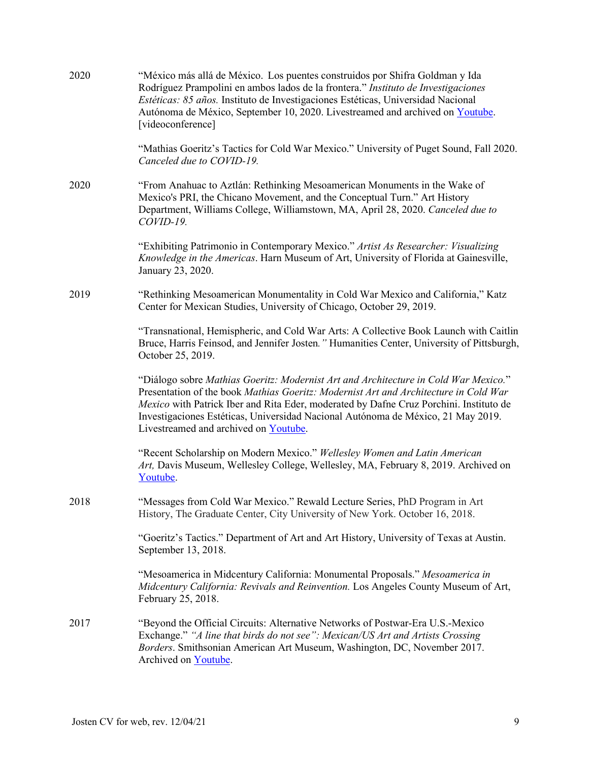2020 “México más allá de México. Los puentes construidos por Shifra Goldman y Ida Rodríguez Prampolini en ambos lados de la frontera.” *Instituto de Investigaciones Estéticas: 85 años.* Instituto de Investigaciones Estéticas, Universidad Nacional Autónoma de México, September 10, 2020. Livestreamed and archived on [Youtube](). [videoconference]

“Mathias Goeritz’s Tactics for Cold War Mexico.” University of Puget Sound, Fall 2020. *Canceled due to COVID-19.*

2020 “From Anahuac to Aztlán: Rethinking Mesoamerican Monuments in the Wake of Mexico's PRI, the Chicano Movement, and the Conceptual Turn.” Art History Department, Williams College, Williamstown, MA, April 28, 2020. *Canceled due to COVID-19.*

“Exhibiting Patrimonio in Contemporary Mexico.” *Artist As Researcher: Visualizing Knowledge in the Americas*. Harn Museum of Art, University of Florida at Gainesville, January 23, 2020.

2019 “Rethinking Mesoamerican Monumentality in Cold War Mexico and California,” Katz Center for Mexican Studies, University of Chicago, October 29, 2019.

“Transnational, Hemispheric, and Cold War Arts: A Collective Book Launch with Caitlin Bruce, Harris Feinsod, and Jennifer Josten*.”* Humanities Center, University of Pittsburgh, October 25, 2019.

“Diálogo sobre *Mathias Goeritz: Modernist Art and Architecture in Cold War Mexico.*” Presentation of the book *Mathias Goeritz: Modernist Art and Architecture in Cold War Mexico* with Patrick Iber and Rita Eder, moderated by Dafne Cruz Porchini. Instituto de Investigaciones Estéticas, Universidad Nacional Autónoma de México, 21 May 2019. Livestreamed and archived on [Youtube]().

“Recent Scholarship on Modern Mexico.” *Wellesley Women and Latin American Art,* Davis Museum, Wellesley College, Wellesley, MA, February 8, 2019. Archived on [Youtube]().

2018 “Messages from Cold War Mexico.” Rewald Lecture Series, PhD Program in Art History, The Graduate Center, City University of New York. October 16, 2018.

“Goeritz’s Tactics.” Department of Art and Art History, University of Texas at Austin. September 13, 2018.

“Mesoamerica in Midcentury California: Monumental Proposals.” *Mesoamerica in Midcentury California: Revivals and Reinvention.* Los Angeles County Museum of Art, February 25, 2018.

2017 “Beyond the Official Circuits: Alternative Networks of Postwar-Era U.S.-Mexico Exchange.” *“A line that birds do not see”: Mexican/US Art and Artists Crossing Borders*. Smithsonian American Art Museum, Washington, DC, November 2017. Archived on [Youtube]().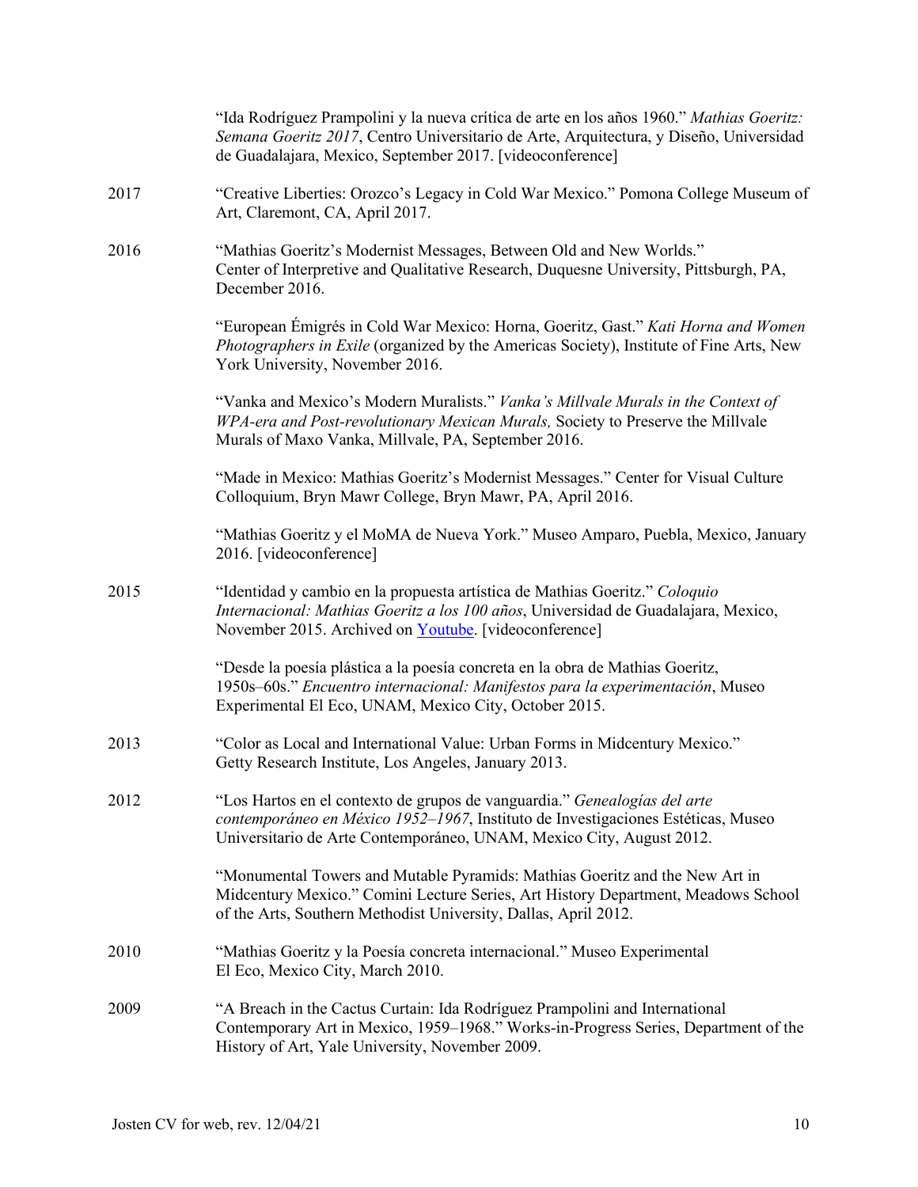"Ida Rodríguez Prampolini y la nueva crítica de arte en los años 1960." *Mathias Goeritz: Semana Goeritz 2017*, Centro Universitario de Arte, Arquitectura, y Diseño, Universidad de Guadalajara, Mexico, September 2017. [videoconference]

2017 "Creative Liberties: Orozco's Legacy in Cold War Mexico." Pomona College Museum of Art, Claremont, CA, April 2017.

2016 "Mathias Goeritz's Modernist Messages, Between Old and New Worlds." Center of Interpretive and Qualitative Research, Duquesne University, Pittsburgh, PA, December 2016.

"European Émigrés in Cold War Mexico: Horna, Goeritz, Gast." *Kati Horna and Women Photographers in Exile* (organized by the Americas Society), Institute of Fine Arts, New York University, November 2016.

"Vanka and Mexico's Modern Muralists." *Vanka's Millvale Murals in the Context of WPA-era and Post-revolutionary Mexican Murals,* Society to Preserve the Millvale Murals of Maxo Vanka, Millvale, PA, September 2016.

"Made in Mexico: Mathias Goeritz's Modernist Messages." Center for Visual Culture Colloquium, Bryn Mawr College, Bryn Mawr, PA, April 2016.

"Mathias Goeritz y el MoMA de Nueva York." Museo Amparo, Puebla, Mexico, January 2016. [videoconference]

2015 "Identidad y cambio en la propuesta artística de Mathias Goeritz." *Coloquio Internacional: Mathias Goeritz a los 100 años*, Universidad de Guadalajara, Mexico, November 2015. Archived on Youtube. [videoconference]

"Desde la poesía plástica a la poesía concreta en la obra de Mathias Goeritz, 1950s–60s." *Encuentro internacional: Manifestos para la experimentación*, Museo Experimental El Eco, UNAM, Mexico City, October 2015.

2013 "Color as Local and International Value: Urban Forms in Midcentury Mexico." Getty Research Institute, Los Angeles, January 2013.

2012 "Los Hartos en el contexto de grupos de vanguardia." *Genealogías del arte contemporáneo en México 1952–1967*, Instituto de Investigaciones Estéticas, Museo Universitario de Arte Contemporáneo, UNAM, Mexico City, August 2012.

"Monumental Towers and Mutable Pyramids: Mathias Goeritz and the New Art in Midcentury Mexico." Comini Lecture Series, Art History Department, Meadows School of the Arts, Southern Methodist University, Dallas, April 2012.

2010 "Mathias Goeritz y la Poesía concreta internacional." Museo Experimental El Eco, Mexico City, March 2010.

2009 "A Breach in the Cactus Curtain: Ida Rodríguez Prampolini and International Contemporary Art in Mexico, 1959–1968." Works-in-Progress Series, Department of the History of Art, Yale University, November 2009.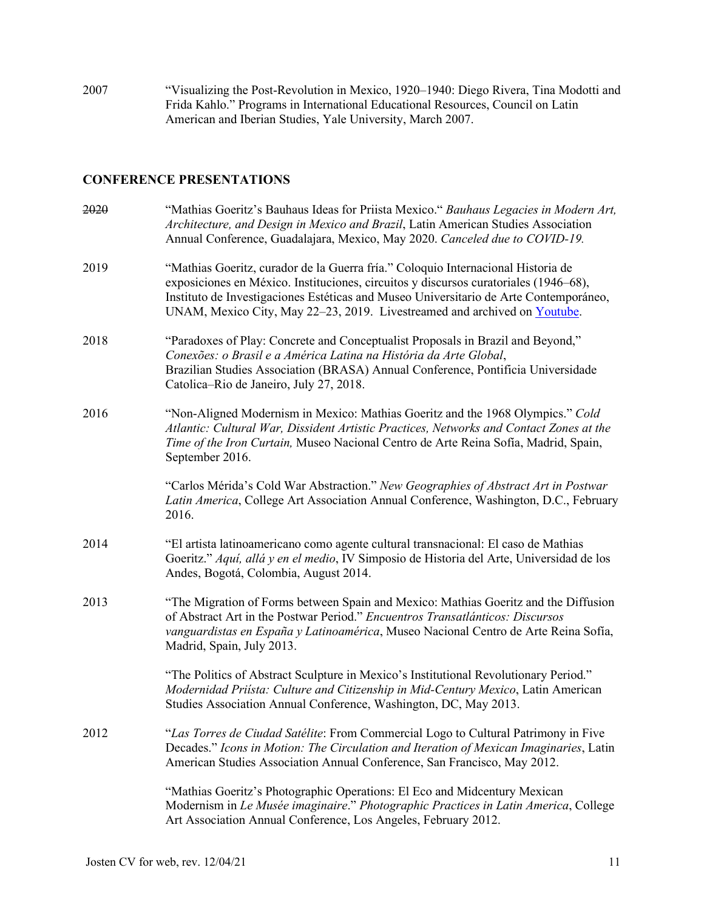2007 "Visualizing the Post-Revolution in Mexico, 1920–1940: Diego Rivera, Tina Modotti and Frida Kahlo." Programs in International Educational Resources, Council on Latin American and Iberian Studies, Yale University, March 2007.

## CONFERENCE PRESENTATIONS

~~2020~~ "Mathias Goeritz's Bauhaus Ideas for Priista Mexico." *Bauhaus Legacies in Modern Art, Architecture, and Design in Mexico and Brazil*, Latin American Studies Association Annual Conference, Guadalajara, Mexico, May 2020. *Canceled due to COVID-19.*

2019 "Mathias Goeritz, curador de la Guerra fría." Coloquio Internacional Historia de exposiciones en México. Instituciones, circuitos y discursos curatoriales (1946–68), Instituto de Investigaciones Estéticas and Museo Universitario de Arte Contemporáneo, UNAM, Mexico City, May 22–23, 2019. Livestreamed and archived on Youtube.

2018 "Paradoxes of Play: Concrete and Conceptualist Proposals in Brazil and Beyond," *Conexões: o Brasil e a América Latina na História da Arte Global*, Brazilian Studies Association (BRASA) Annual Conference, Pontificia Universidade Catolica–Rio de Janeiro, July 27, 2018.

2016 "Non-Aligned Modernism in Mexico: Mathias Goeritz and the 1968 Olympics." *Cold Atlantic: Cultural War, Dissident Artistic Practices, Networks and Contact Zones at the Time of the Iron Curtain,* Museo Nacional Centro de Arte Reina Sofía, Madrid, Spain, September 2016.

"Carlos Mérida's Cold War Abstraction." *New Geographies of Abstract Art in Postwar Latin America*, College Art Association Annual Conference, Washington, D.C., February 2016.

2014 "El artista latinoamericano como agente cultural transnacional: El caso de Mathias Goeritz." *Aquí, allá y en el medio*, IV Simposio de Historia del Arte, Universidad de los Andes, Bogotá, Colombia, August 2014.

2013 "The Migration of Forms between Spain and Mexico: Mathias Goeritz and the Diffusion of Abstract Art in the Postwar Period." *Encuentros Transatlánticos: Discursos vanguardistas en España y Latinoamérica*, Museo Nacional Centro de Arte Reina Sofía, Madrid, Spain, July 2013.

"The Politics of Abstract Sculpture in Mexico's Institutional Revolutionary Period." *Modernidad Priísta: Culture and Citizenship in Mid-Century Mexico*, Latin American Studies Association Annual Conference, Washington, DC, May 2013.

2012 "*Las Torres de Ciudad Satélite*: From Commercial Logo to Cultural Patrimony in Five Decades." *Icons in Motion: The Circulation and Iteration of Mexican Imaginaries*, Latin American Studies Association Annual Conference, San Francisco, May 2012.

"Mathias Goeritz's Photographic Operations: El Eco and Midcentury Mexican Modernism in *Le Musée imaginaire*." *Photographic Practices in Latin America*, College Art Association Annual Conference, Los Angeles, February 2012.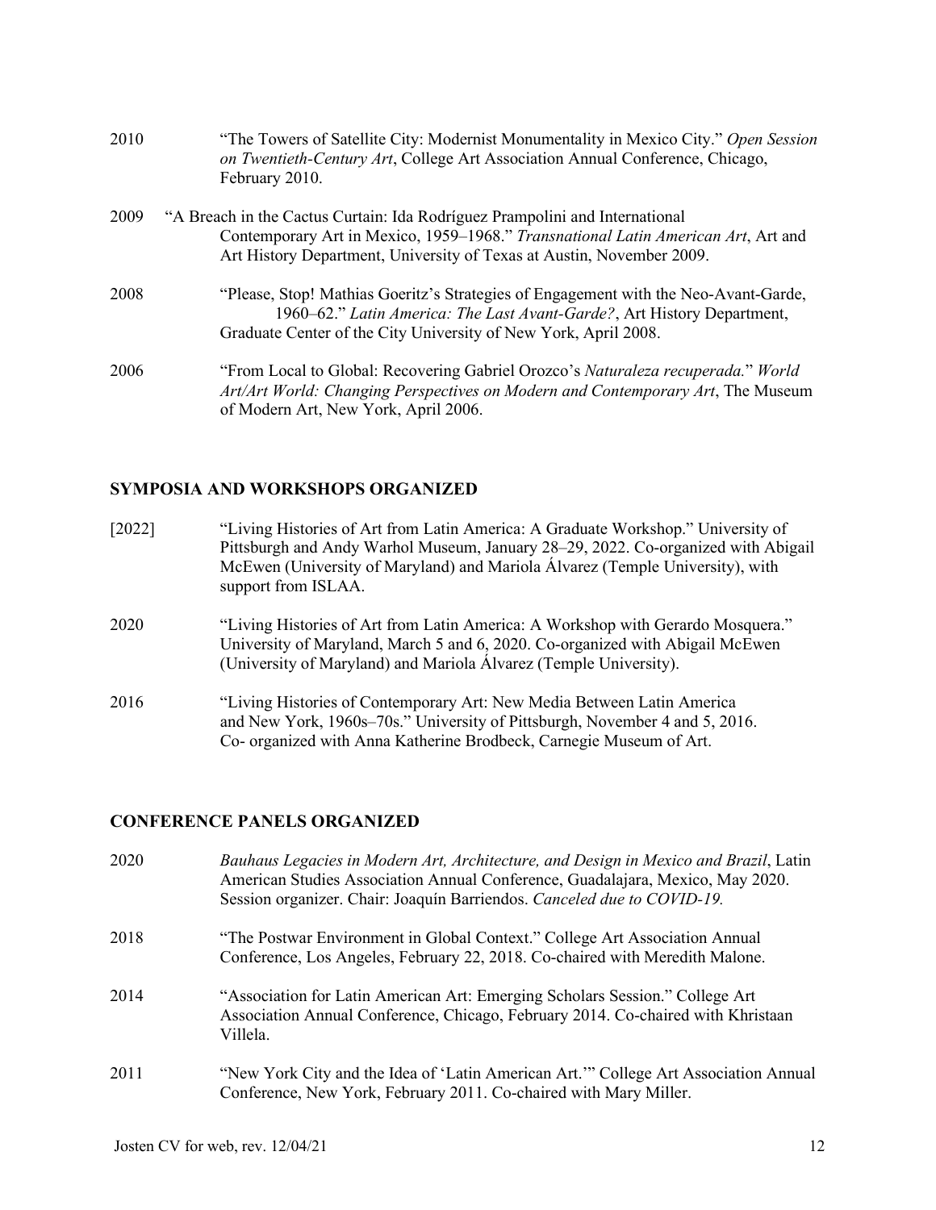2010 "The Towers of Satellite City: Modernist Monumentality in Mexico City." *Open Session on Twentieth-Century Art*, College Art Association Annual Conference, Chicago, February 2010.

2009 "A Breach in the Cactus Curtain: Ida Rodríguez Prampolini and International Contemporary Art in Mexico, 1959–1968." *Transnational Latin American Art*, Art and Art History Department, University of Texas at Austin, November 2009.

2008 "Please, Stop! Mathias Goeritz's Strategies of Engagement with the Neo-Avant-Garde, 1960–62." *Latin America: The Last Avant-Garde?*, Art History Department, Graduate Center of the City University of New York, April 2008.

2006 "From Local to Global: Recovering Gabriel Orozco's *Naturaleza recuperada.*" *World Art/Art World: Changing Perspectives on Modern and Contemporary Art*, The Museum of Modern Art, New York, April 2006.

## SYMPOSIA AND WORKSHOPS ORGANIZED

[2022] "Living Histories of Art from Latin America: A Graduate Workshop." University of Pittsburgh and Andy Warhol Museum, January 28–29, 2022. Co-organized with Abigail McEwen (University of Maryland) and Mariola Álvarez (Temple University), with support from ISLAA.

2020 "Living Histories of Art from Latin America: A Workshop with Gerardo Mosquera." University of Maryland, March 5 and 6, 2020. Co-organized with Abigail McEwen (University of Maryland) and Mariola Álvarez (Temple University).

2016 "Living Histories of Contemporary Art: New Media Between Latin America and New York, 1960s–70s." University of Pittsburgh, November 4 and 5, 2016. Co- organized with Anna Katherine Brodbeck, Carnegie Museum of Art.

## CONFERENCE PANELS ORGANIZED

2020 *Bauhaus Legacies in Modern Art, Architecture, and Design in Mexico and Brazil*, Latin American Studies Association Annual Conference, Guadalajara, Mexico, May 2020. Session organizer. Chair: Joaquín Barriendos. *Canceled due to COVID-19.*

2018 "The Postwar Environment in Global Context." College Art Association Annual Conference, Los Angeles, February 22, 2018. Co-chaired with Meredith Malone.

2014 "Association for Latin American Art: Emerging Scholars Session." College Art Association Annual Conference, Chicago, February 2014. Co-chaired with Khristaan Villela.

2011 "New York City and the Idea of 'Latin American Art.'" College Art Association Annual Conference, New York, February 2011. Co-chaired with Mary Miller.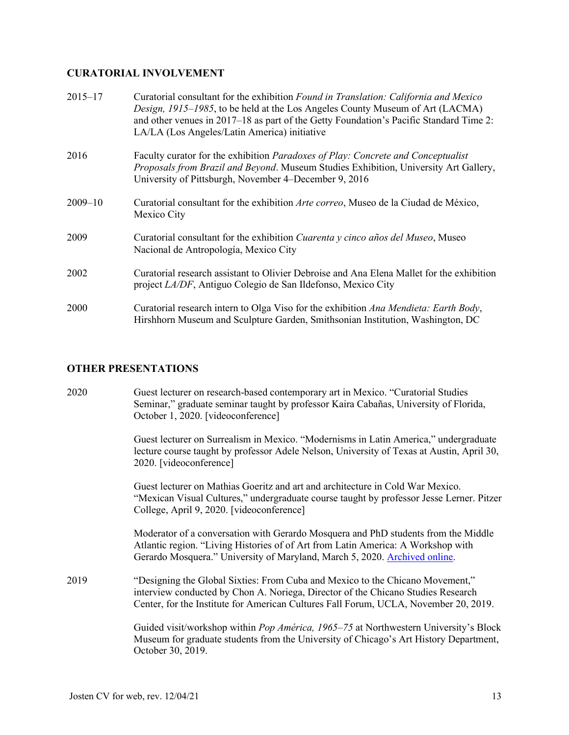## CURATORIAL INVOLVEMENT

2015–17 Curatorial consultant for the exhibition *Found in Translation: California and Mexico Design, 1915–1985*, to be held at the Los Angeles County Museum of Art (LACMA) and other venues in 2017–18 as part of the Getty Foundation's Pacific Standard Time 2: LA/LA (Los Angeles/Latin America) initiative

2016 Faculty curator for the exhibition *Paradoxes of Play: Concrete and Conceptualist Proposals from Brazil and Beyond*. Museum Studies Exhibition, University Art Gallery, University of Pittsburgh, November 4–December 9, 2016

2009–10 Curatorial consultant for the exhibition *Arte correo*, Museo de la Ciudad de México, Mexico City

2009 Curatorial consultant for the exhibition *Cuarenta y cinco años del Museo*, Museo Nacional de Antropología, Mexico City

2002 Curatorial research assistant to Olivier Debroise and Ana Elena Mallet for the exhibition project *LA/DF*, Antiguo Colegio de San Ildefonso, Mexico City

2000 Curatorial research intern to Olga Viso for the exhibition *Ana Mendieta: Earth Body*, Hirshhorn Museum and Sculpture Garden, Smithsonian Institution, Washington, DC

## OTHER PRESENTATIONS

2020 Guest lecturer on research-based contemporary art in Mexico. "Curatorial Studies Seminar," graduate seminar taught by professor Kaira Cabañas, University of Florida, October 1, 2020. [videoconference]

Guest lecturer on Surrealism in Mexico. "Modernisms in Latin America," undergraduate lecture course taught by professor Adele Nelson, University of Texas at Austin, April 30, 2020. [videoconference]

Guest lecturer on Mathias Goeritz and art and architecture in Cold War Mexico. "Mexican Visual Cultures," undergraduate course taught by professor Jesse Lerner. Pitzer College, April 9, 2020. [videoconference]

Moderator of a conversation with Gerardo Mosquera and PhD students from the Middle Atlantic region. "Living Histories of of Art from Latin America: A Workshop with Gerardo Mosquera." University of Maryland, March 5, 2020. Archived online.

2019 "Designing the Global Sixties: From Cuba and Mexico to the Chicano Movement," interview conducted by Chon A. Noriega, Director of the Chicano Studies Research Center, for the Institute for American Cultures Fall Forum, UCLA, November 20, 2019.

Guided visit/workshop within *Pop América, 1965–75* at Northwestern University's Block Museum for graduate students from the University of Chicago's Art History Department, October 30, 2019.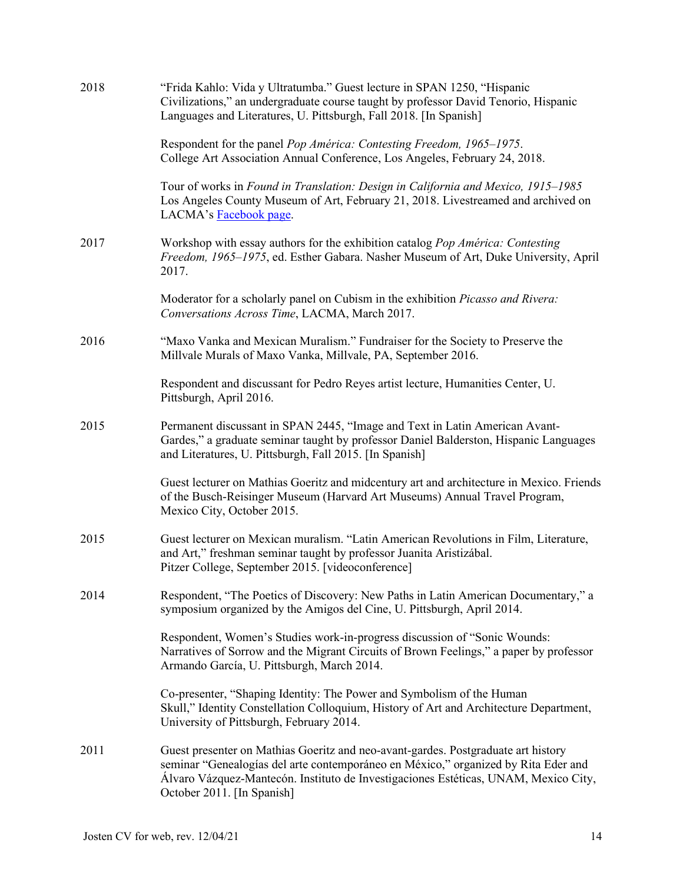2018 — "Frida Kahlo: Vida y Ultratumba." Guest lecture in SPAN 1250, "Hispanic Civilizations," an undergraduate course taught by professor David Tenorio, Hispanic Languages and Literatures, U. Pittsburgh, Fall 2018. [In Spanish]

Respondent for the panel *Pop América: Contesting Freedom, 1965–1975*. College Art Association Annual Conference, Los Angeles, February 24, 2018.

Tour of works in *Found in Translation: Design in California and Mexico, 1915–1985* Los Angeles County Museum of Art, February 21, 2018. Livestreamed and archived on LACMA's Facebook page.

2017 — Workshop with essay authors for the exhibition catalog *Pop América: Contesting Freedom, 1965–1975*, ed. Esther Gabara. Nasher Museum of Art, Duke University, April 2017.

Moderator for a scholarly panel on Cubism in the exhibition *Picasso and Rivera: Conversations Across Time*, LACMA, March 2017.

2016 — "Maxo Vanka and Mexican Muralism." Fundraiser for the Society to Preserve the Millvale Murals of Maxo Vanka, Millvale, PA, September 2016.

Respondent and discussant for Pedro Reyes artist lecture, Humanities Center, U. Pittsburgh, April 2016.

2015 — Permanent discussant in SPAN 2445, "Image and Text in Latin American Avant-Gardes," a graduate seminar taught by professor Daniel Balderston, Hispanic Languages and Literatures, U. Pittsburgh, Fall 2015. [In Spanish]

Guest lecturer on Mathias Goeritz and midcentury art and architecture in Mexico. Friends of the Busch-Reisinger Museum (Harvard Art Museums) Annual Travel Program, Mexico City, October 2015.

2015 — Guest lecturer on Mexican muralism. "Latin American Revolutions in Film, Literature, and Art," freshman seminar taught by professor Juanita Aristizábal. Pitzer College, September 2015. [videoconference]

2014 — Respondent, "The Poetics of Discovery: New Paths in Latin American Documentary," a symposium organized by the Amigos del Cine, U. Pittsburgh, April 2014.

Respondent, Women's Studies work-in-progress discussion of "Sonic Wounds: Narratives of Sorrow and the Migrant Circuits of Brown Feelings," a paper by professor Armando García, U. Pittsburgh, March 2014.

Co-presenter, "Shaping Identity: The Power and Symbolism of the Human Skull," Identity Constellation Colloquium, History of Art and Architecture Department, University of Pittsburgh, February 2014.

2011 — Guest presenter on Mathias Goeritz and neo-avant-gardes. Postgraduate art history seminar "Genealogías del arte contemporáneo en México," organized by Rita Eder and Álvaro Vázquez-Mantecón. Instituto de Investigaciones Estéticas, UNAM, Mexico City, October 2011. [In Spanish]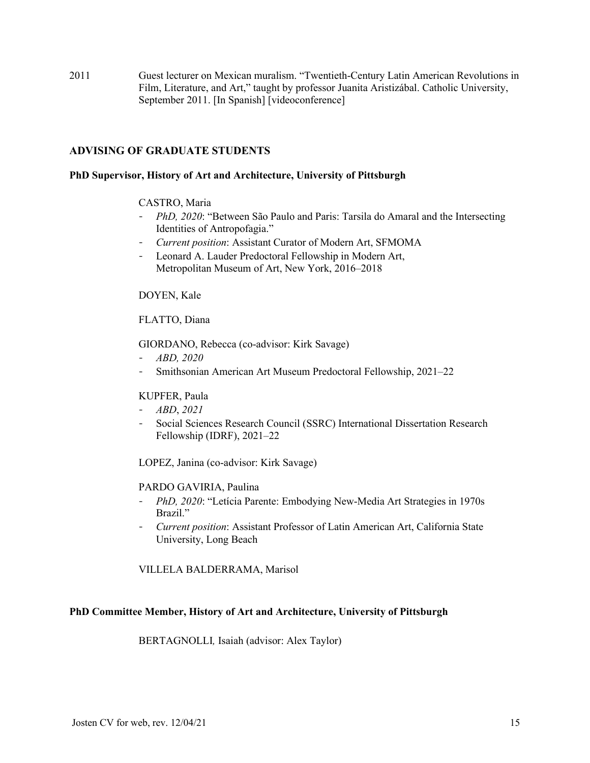2011 Guest lecturer on Mexican muralism. "Twentieth-Century Latin American Revolutions in Film, Literature, and Art," taught by professor Juanita Aristizábal. Catholic University, September 2011. [In Spanish] [videoconference]

## ADVISING OF GRADUATE STUDENTS

### PhD Supervisor, History of Art and Architecture, University of Pittsburgh

CASTRO, Maria

- *PhD, 2020*: "Between São Paulo and Paris: Tarsila do Amaral and the Intersecting Identities of Antropofagia."
- *Current position*: Assistant Curator of Modern Art, SFMOMA
- Leonard A. Lauder Predoctoral Fellowship in Modern Art, Metropolitan Museum of Art, New York, 2016–2018

DOYEN, Kale

FLATTO, Diana

GIORDANO, Rebecca (co-advisor: Kirk Savage)

- *ABD, 2020*
- Smithsonian American Art Museum Predoctoral Fellowship, 2021–22

KUPFER, Paula

- *ABD*, *2021*
- Social Sciences Research Council (SSRC) International Dissertation Research Fellowship (IDRF), 2021–22

LOPEZ, Janina (co-advisor: Kirk Savage)

PARDO GAVIRIA, Paulina

- *PhD, 2020*: "Letícia Parente: Embodying New-Media Art Strategies in 1970s Brazil."
- *Current position*: Assistant Professor of Latin American Art, California State University, Long Beach

VILLELA BALDERRAMA, Marisol

### PhD Committee Member, History of Art and Architecture, University of Pittsburgh

BERTAGNOLLI*,* Isaiah (advisor: Alex Taylor)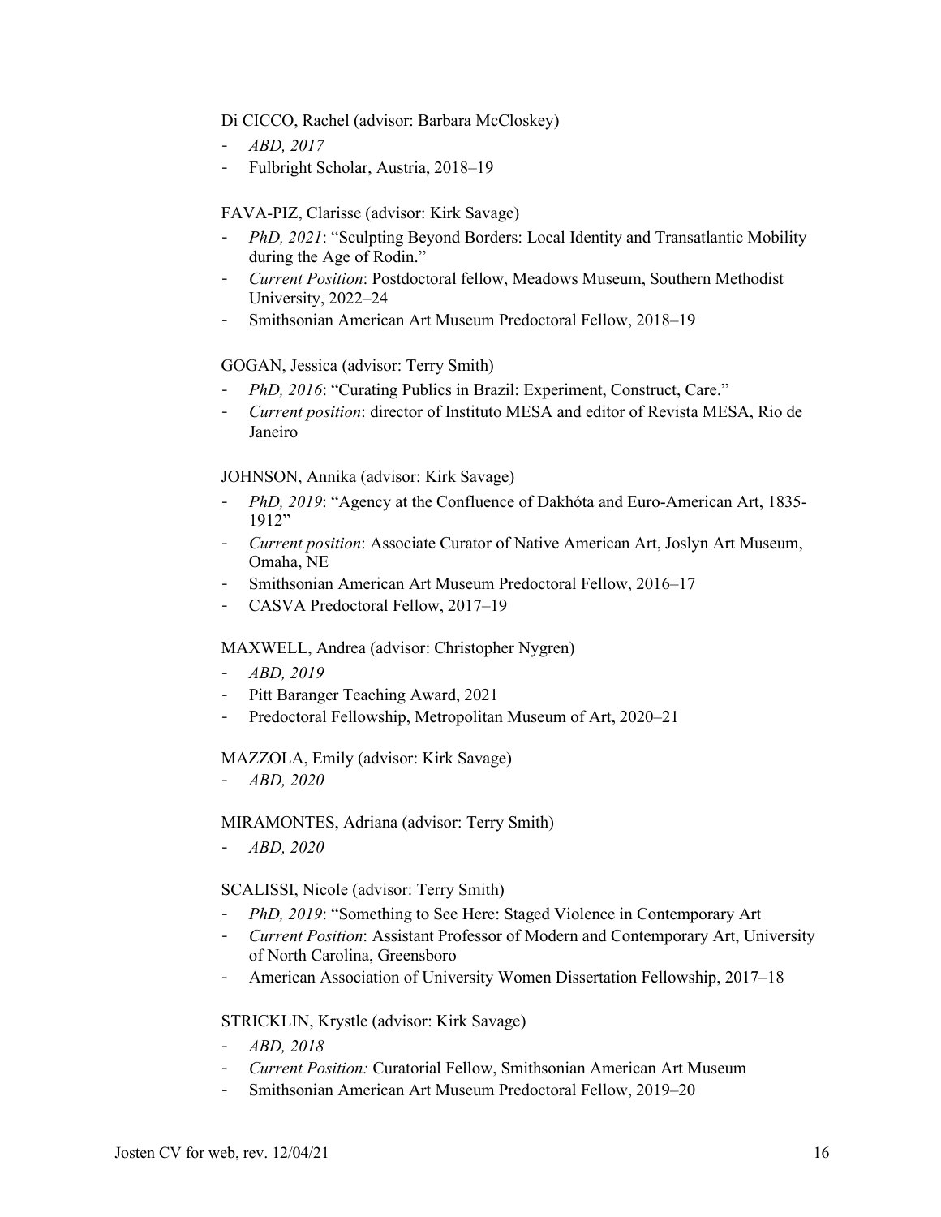Di CICCO, Rachel (advisor: Barbara McCloskey)

- *ABD, 2017*
- Fulbright Scholar, Austria, 2018–19

FAVA-PIZ, Clarisse (advisor: Kirk Savage)

- *PhD, 2021*: "Sculpting Beyond Borders: Local Identity and Transatlantic Mobility during the Age of Rodin."
- *Current Position*: Postdoctoral fellow, Meadows Museum, Southern Methodist University, 2022–24
- Smithsonian American Art Museum Predoctoral Fellow, 2018–19

GOGAN, Jessica (advisor: Terry Smith)

- *PhD, 2016*: "Curating Publics in Brazil: Experiment, Construct, Care."
- *Current position*: director of Instituto MESA and editor of Revista MESA, Rio de Janeiro

JOHNSON, Annika (advisor: Kirk Savage)

- *PhD, 2019*: "Agency at the Confluence of Dakhóta and Euro-American Art, 1835-1912"
- *Current position*: Associate Curator of Native American Art, Joslyn Art Museum, Omaha, NE
- Smithsonian American Art Museum Predoctoral Fellow, 2016–17
- CASVA Predoctoral Fellow, 2017–19

MAXWELL, Andrea (advisor: Christopher Nygren)

- *ABD, 2019*
- Pitt Baranger Teaching Award, 2021
- Predoctoral Fellowship, Metropolitan Museum of Art, 2020–21

MAZZOLA, Emily (advisor: Kirk Savage)

- *ABD, 2020*

MIRAMONTES, Adriana (advisor: Terry Smith)

- *ABD, 2020*

SCALISSI, Nicole (advisor: Terry Smith)

- *PhD, 2019*: "Something to See Here: Staged Violence in Contemporary Art
- *Current Position*: Assistant Professor of Modern and Contemporary Art, University of North Carolina, Greensboro
- American Association of University Women Dissertation Fellowship, 2017–18

STRICKLIN, Krystle (advisor: Kirk Savage)

- *ABD, 2018*
- *Current Position:* Curatorial Fellow, Smithsonian American Art Museum
- Smithsonian American Art Museum Predoctoral Fellow, 2019–20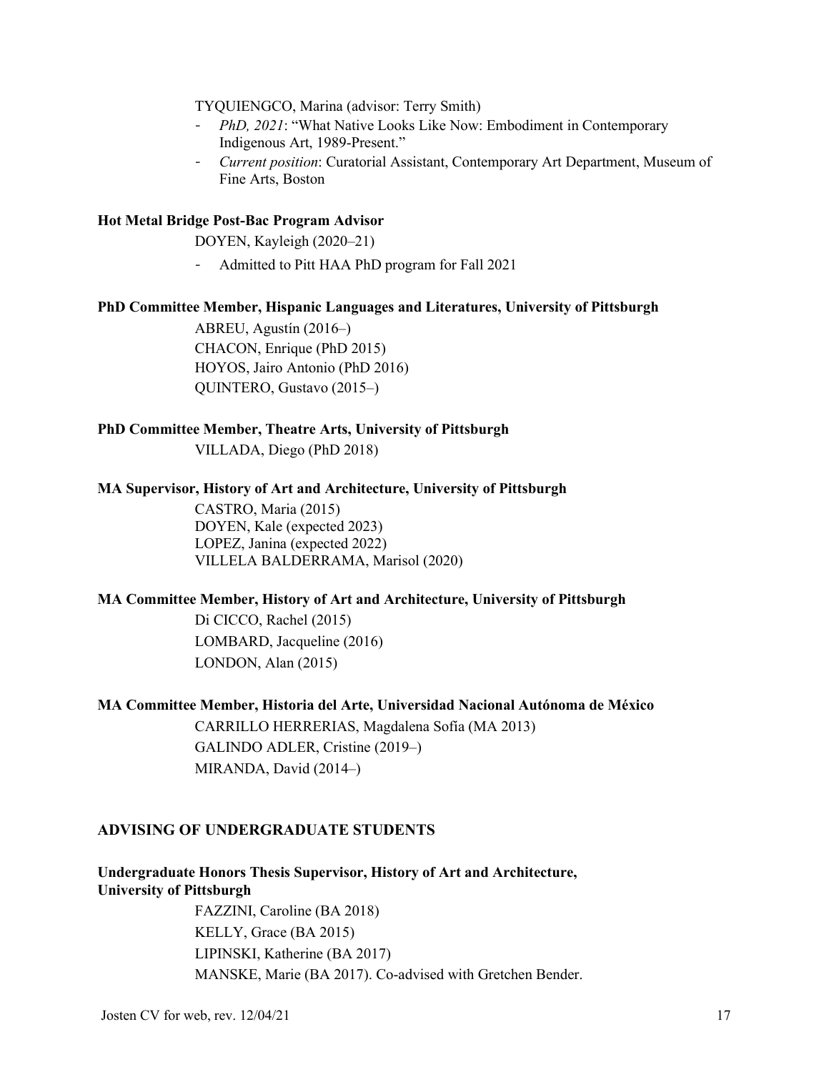TYQUIENGCO, Marina (advisor: Terry Smith)

- *PhD, 2021*: "What Native Looks Like Now: Embodiment in Contemporary Indigenous Art, 1989-Present."
- *Current position*: Curatorial Assistant, Contemporary Art Department, Museum of Fine Arts, Boston

**Hot Metal Bridge Post-Bac Program Advisor**

DOYEN, Kayleigh (2020–21)

- Admitted to Pitt HAA PhD program for Fall 2021

**PhD Committee Member, Hispanic Languages and Literatures, University of Pittsburgh**

ABREU, Agustín (2016–)
CHACON, Enrique (PhD 2015)
HOYOS, Jairo Antonio (PhD 2016)
QUINTERO, Gustavo (2015–)

**PhD Committee Member, Theatre Arts, University of Pittsburgh**

VILLADA, Diego (PhD 2018)

**MA Supervisor, History of Art and Architecture, University of Pittsburgh**

CASTRO, Maria (2015)
DOYEN, Kale (expected 2023)
LOPEZ, Janina (expected 2022)
VILLELA BALDERRAMA, Marisol (2020)

**MA Committee Member, History of Art and Architecture, University of Pittsburgh**

Di CICCO, Rachel (2015)
LOMBARD, Jacqueline (2016)
LONDON, Alan (2015)

**MA Committee Member, Historia del Arte, Universidad Nacional Autónoma de México**

CARRILLO HERRERIAS, Magdalena Sofía (MA 2013)
GALINDO ADLER, Cristine (2019–)
MIRANDA, David (2014–)

## ADVISING OF UNDERGRADUATE STUDENTS

**Undergraduate Honors Thesis Supervisor, History of Art and Architecture, University of Pittsburgh**

FAZZINI, Caroline (BA 2018)
KELLY, Grace (BA 2015)
LIPINSKI, Katherine (BA 2017)
MANSKE, Marie (BA 2017). Co-advised with Gretchen Bender.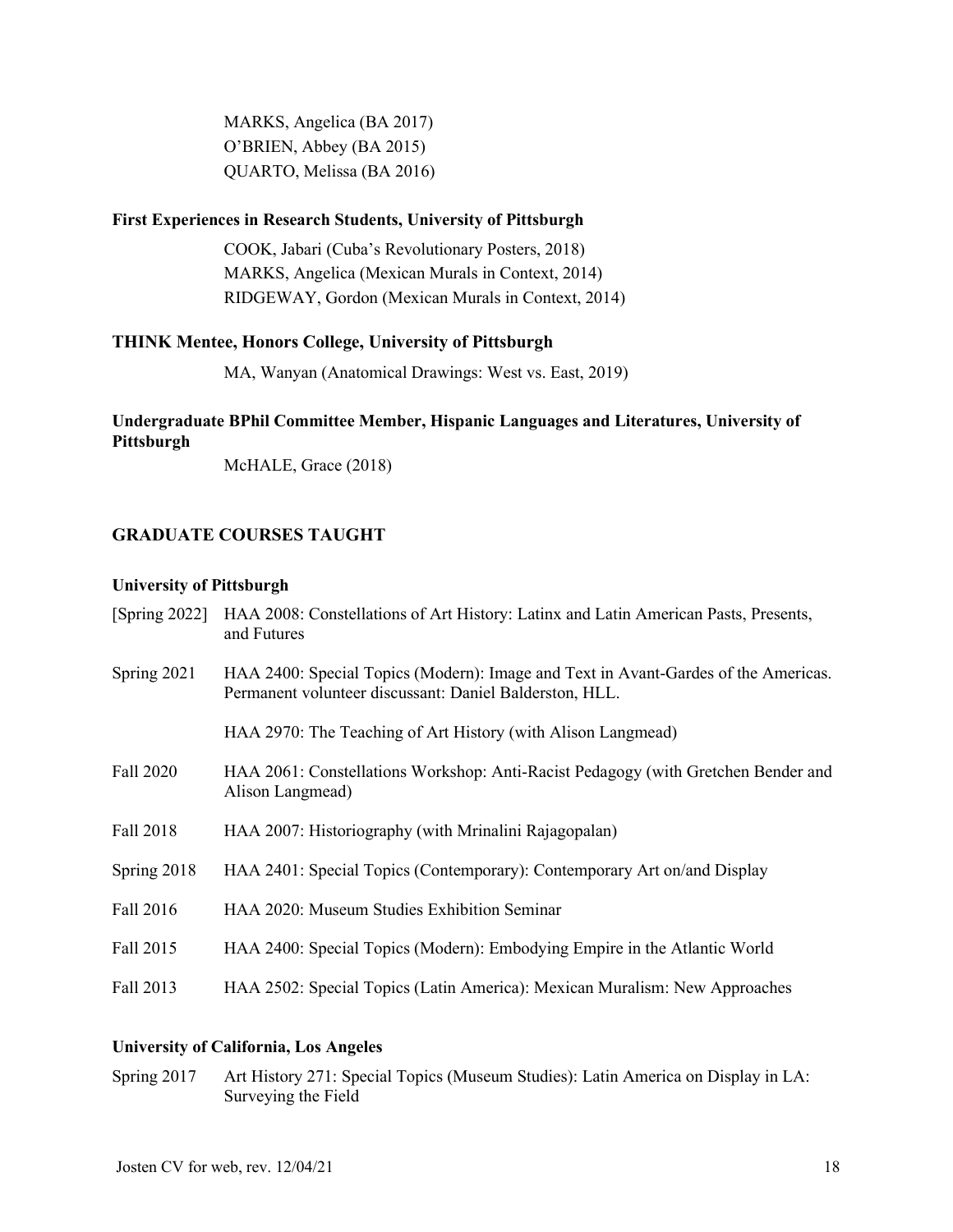MARKS, Angelica (BA 2017)
O'BRIEN, Abbey (BA 2015)
QUARTO, Melissa (BA 2016)

**First Experiences in Research Students, University of Pittsburgh**

COOK, Jabari (Cuba's Revolutionary Posters, 2018)
MARKS, Angelica (Mexican Murals in Context, 2014)
RIDGEWAY, Gordon (Mexican Murals in Context, 2014)

**THINK Mentee, Honors College, University of Pittsburgh**

MA, Wanyan (Anatomical Drawings: West vs. East, 2019)

**Undergraduate BPhil Committee Member, Hispanic Languages and Literatures, University of Pittsburgh**

McHALE, Grace (2018)

## GRADUATE COURSES TAUGHT

### University of Pittsburgh

[Spring 2022] HAA 2008: Constellations of Art History: Latinx and Latin American Pasts, Presents, and Futures

Spring 2021 HAA 2400: Special Topics (Modern): Image and Text in Avant-Gardes of the Americas. Permanent volunteer discussant: Daniel Balderston, HLL.

HAA 2970: The Teaching of Art History (with Alison Langmead)

Fall 2020 HAA 2061: Constellations Workshop: Anti-Racist Pedagogy (with Gretchen Bender and Alison Langmead)

Fall 2018 HAA 2007: Historiography (with Mrinalini Rajagopalan)

Spring 2018 HAA 2401: Special Topics (Contemporary): Contemporary Art on/and Display

Fall 2016 HAA 2020: Museum Studies Exhibition Seminar

Fall 2015 HAA 2400: Special Topics (Modern): Embodying Empire in the Atlantic World

Fall 2013 HAA 2502: Special Topics (Latin America): Mexican Muralism: New Approaches

### University of California, Los Angeles

Spring 2017 Art History 271: Special Topics (Museum Studies): Latin America on Display in LA: Surveying the Field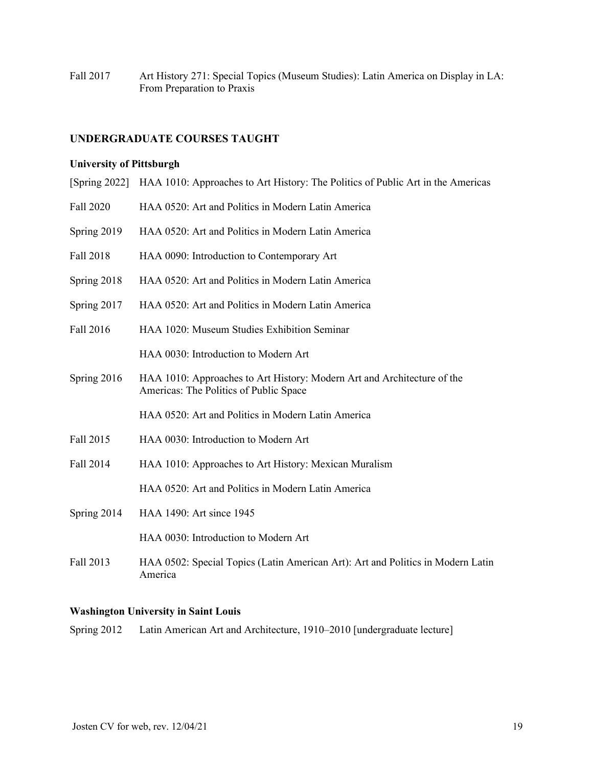Fall 2017 Art History 271: Special Topics (Museum Studies): Latin America on Display in LA: From Preparation to Praxis

## UNDERGRADUATE COURSES TAUGHT

### University of Pittsburgh

[Spring 2022] HAA 1010: Approaches to Art History: The Politics of Public Art in the Americas

Fall 2020 HAA 0520: Art and Politics in Modern Latin America

Spring 2019 HAA 0520: Art and Politics in Modern Latin America

Fall 2018 HAA 0090: Introduction to Contemporary Art

Spring 2018 HAA 0520: Art and Politics in Modern Latin America

Spring 2017 HAA 0520: Art and Politics in Modern Latin America

Fall 2016 HAA 1020: Museum Studies Exhibition Seminar

HAA 0030: Introduction to Modern Art

Spring 2016 HAA 1010: Approaches to Art History: Modern Art and Architecture of the Americas: The Politics of Public Space

HAA 0520: Art and Politics in Modern Latin America

Fall 2015 HAA 0030: Introduction to Modern Art

Fall 2014 HAA 1010: Approaches to Art History: Mexican Muralism

HAA 0520: Art and Politics in Modern Latin America

Spring 2014 HAA 1490: Art since 1945

HAA 0030: Introduction to Modern Art

Fall 2013 HAA 0502: Special Topics (Latin American Art): Art and Politics in Modern Latin America

### Washington University in Saint Louis

Spring 2012 Latin American Art and Architecture, 1910–2010 [undergraduate lecture]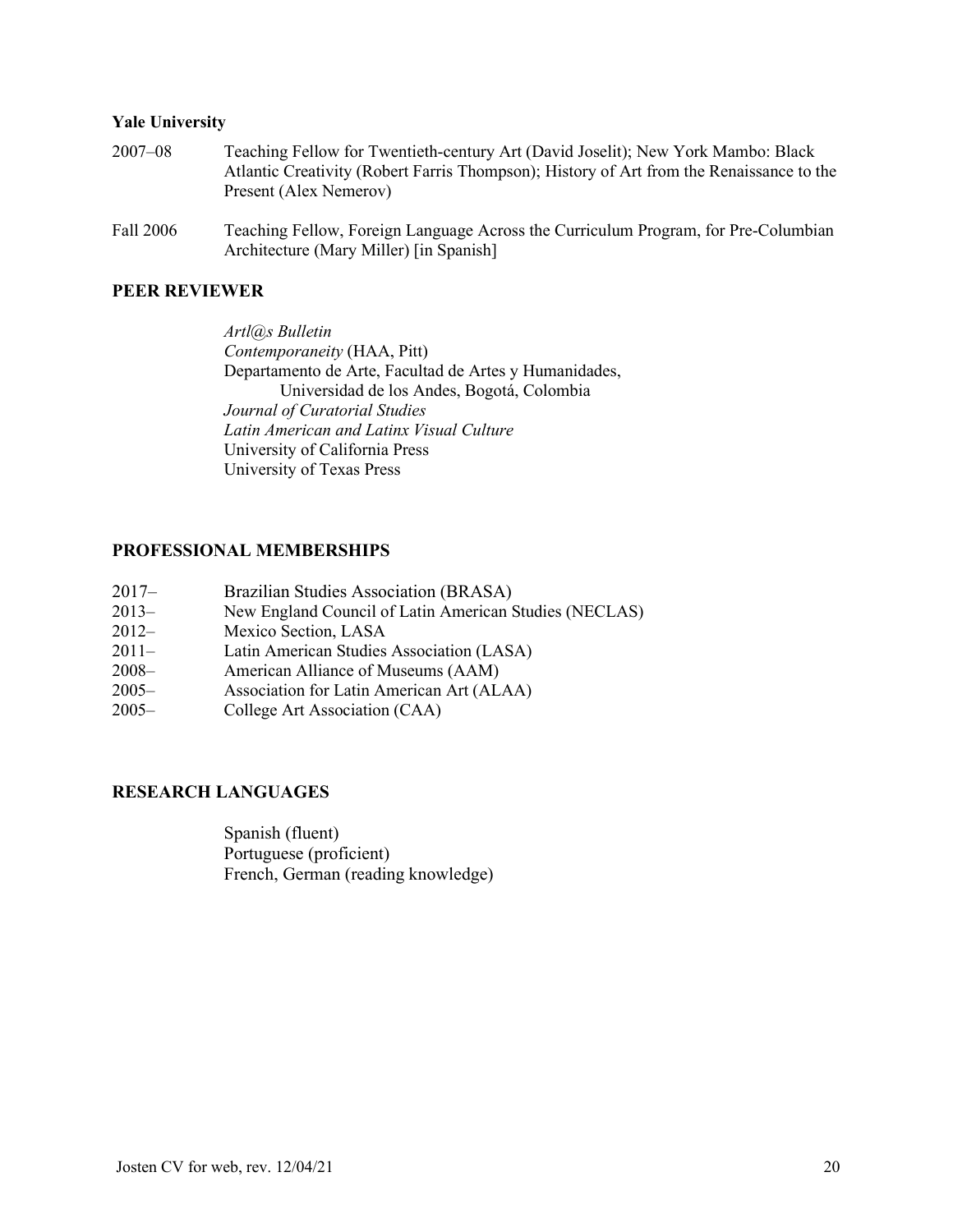**Yale University**

2007–08 Teaching Fellow for Twentieth-century Art (David Joselit); New York Mambo: Black Atlantic Creativity (Robert Farris Thompson); History of Art from the Renaissance to the Present (Alex Nemerov)

Fall 2006 Teaching Fellow, Foreign Language Across the Curriculum Program, for Pre-Columbian Architecture (Mary Miller) [in Spanish]

## PEER REVIEWER

*Artl@s Bulletin*
*Contemporaneity* (HAA, Pitt)
Departamento de Arte, Facultad de Artes y Humanidades, Universidad de los Andes, Bogotá, Colombia
*Journal of Curatorial Studies*
*Latin American and Latinx Visual Culture*
University of California Press
University of Texas Press

## PROFESSIONAL MEMBERSHIPS

2017– Brazilian Studies Association (BRASA)
2013– New England Council of Latin American Studies (NECLAS)
2012– Mexico Section, LASA
2011– Latin American Studies Association (LASA)
2008– American Alliance of Museums (AAM)
2005– Association for Latin American Art (ALAA)
2005– College Art Association (CAA)

## RESEARCH LANGUAGES

Spanish (fluent)
Portuguese (proficient)
French, German (reading knowledge)